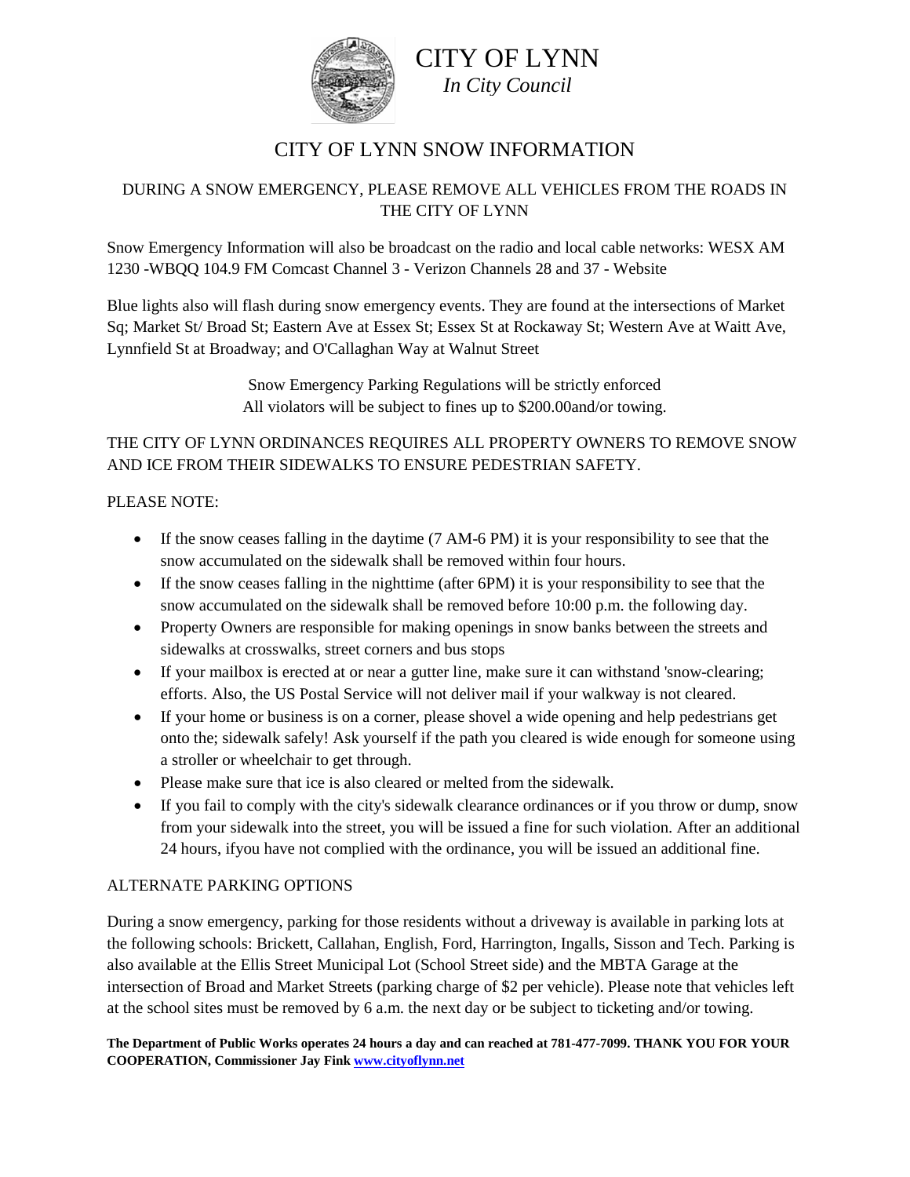# CITY OF LYNN

*In City Council*

## CITY OF LYNN SNOW INFORMATION

DURING A SNOW EMERGENCY, PLEASE REMOVE ALL VEHICLES FROM THE ROADS IN THE CITY OF LYNN

Snow Emergency Information will also be broadcast on the radio and local cable networks: WESX AM 1230 -WBQQ 104.9 FM Comcast Channel 3 - Verizon Channels 28 and 37 - Website

Blue lights also will flash during snow emergency events. They are found at the intersections of Market Sq; Market St/ Broad St; Eastern Ave at Essex St; Essex St at Rockaway St; Western Ave at Waitt Ave, Lynnfield St at Broadway; and O'Callaghan Way at Walnut Street

Snow Emergency Parking Regulations will be strictly enforced
All violators will be subject to fines up to $200.00and/or towing.

THE CITY OF LYNN ORDINANCES REQUIRES ALL PROPERTY OWNERS TO REMOVE SNOW AND ICE FROM THEIR SIDEWALKS TO ENSURE PEDESTRIAN SAFETY.

PLEASE NOTE:

- If the snow ceases falling in the daytime (7 AM-6 PM) it is your responsibility to see that the snow accumulated on the sidewalk shall be removed within four hours.
- If the snow ceases falling in the nighttime (after 6PM) it is your responsibility to see that the snow accumulated on the sidewalk shall be removed before 10:00 p.m. the following day.
- Property Owners are responsible for making openings in snow banks between the streets and sidewalks at crosswalks, street corners and bus stops
- If your mailbox is erected at or near a gutter line, make sure it can withstand 'snow-clearing; efforts. Also, the US Postal Service will not deliver mail if your walkway is not cleared.
- If your home or business is on a corner, please shovel a wide opening and help pedestrians get onto the; sidewalk safely! Ask yourself if the path you cleared is wide enough for someone using a stroller or wheelchair to get through.
- Please make sure that ice is also cleared or melted from the sidewalk.
- If you fail to comply with the city's sidewalk clearance ordinances or if you throw or dump, snow from your sidewalk into the street, you will be issued a fine for such violation. After an additional 24 hours, ifyou have not complied with the ordinance, you will be issued an additional fine.

ALTERNATE PARKING OPTIONS

During a snow emergency, parking for those residents without a driveway is available in parking lots at the following schools: Brickett, Callahan, English, Ford, Harrington, Ingalls, Sisson and Tech. Parking is also available at the Ellis Street Municipal Lot (School Street side) and the MBTA Garage at the intersection of Broad and Market Streets (parking charge of $2 per vehicle). Please note that vehicles left at the school sites must be removed by 6 a.m. the next day or be subject to ticketing and/or towing.

**The Department of Public Works operates 24 hours a day and can reached at 781-477-7099. THANK YOU FOR YOUR COOPERATION, Commissioner Jay Fink [www.cityoflynn.net](www.cityoflynn.net)**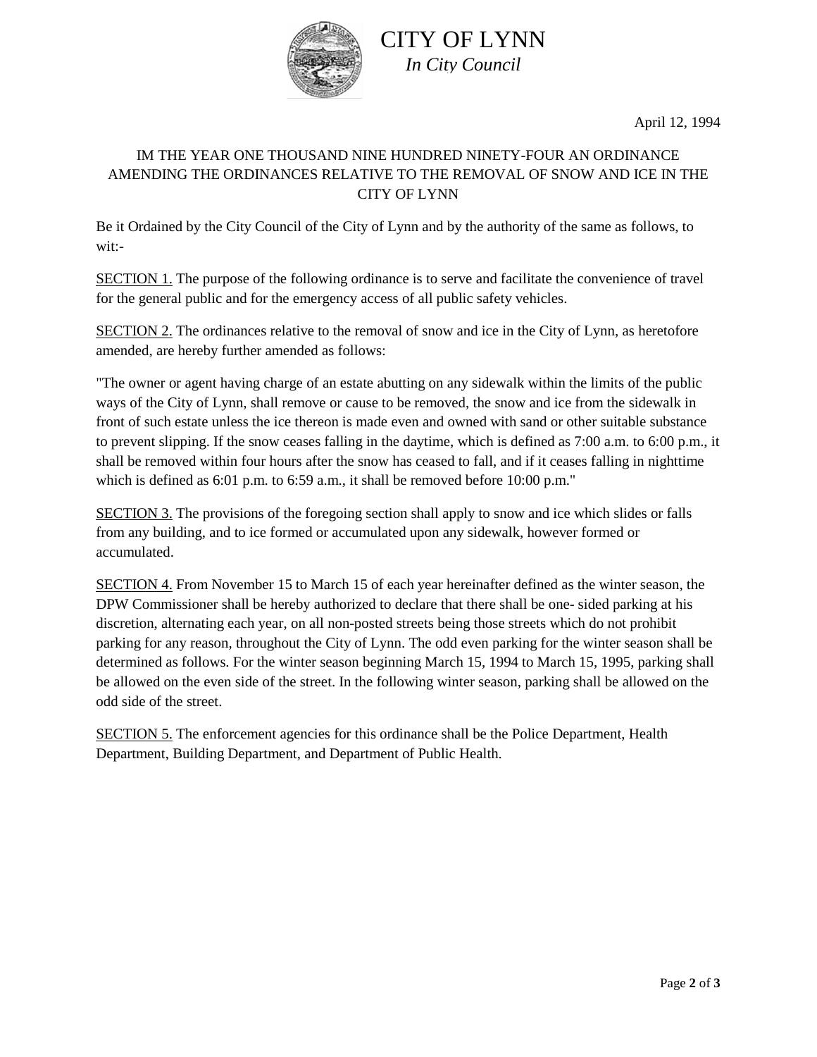# CITY OF LYNN

*In City Council*

April 12, 1994

IM THE YEAR ONE THOUSAND NINE HUNDRED NINETY-FOUR AN ORDINANCE AMENDING THE ORDINANCES RELATIVE TO THE REMOVAL OF SNOW AND ICE IN THE CITY OF LYNN

Be it Ordained by the City Council of the City of Lynn and by the authority of the same as follows, to wit:-

<u>SECTION 1.</u> The purpose of the following ordinance is to serve and facilitate the convenience of travel for the general public and for the emergency access of all public safety vehicles.

<u>SECTION 2.</u> The ordinances relative to the removal of snow and ice in the City of Lynn, as heretofore amended, are hereby further amended as follows:

"The owner or agent having charge of an estate abutting on any sidewalk within the limits of the public ways of the City of Lynn, shall remove or cause to be removed, the snow and ice from the sidewalk in front of such estate unless the ice thereon is made even and owned with sand or other suitable substance to prevent slipping. If the snow ceases falling in the daytime, which is defined as 7:00 a.m. to 6:00 p.m., it shall be removed within four hours after the snow has ceased to fall, and if it ceases falling in nighttime which is defined as 6:01 p.m. to 6:59 a.m., it shall be removed before 10:00 p.m."

<u>SECTION 3.</u> The provisions of the foregoing section shall apply to snow and ice which slides or falls from any building, and to ice formed or accumulated upon any sidewalk, however formed or accumulated.

<u>SECTION 4.</u> From November 15 to March 15 of each year hereinafter defined as the winter season, the DPW Commissioner shall be hereby authorized to declare that there shall be one- sided parking at his discretion, alternating each year, on all non-posted streets being those streets which do not prohibit parking for any reason, throughout the City of Lynn. The odd even parking for the winter season shall be determined as follows. For the winter season beginning March 15, 1994 to March 15, 1995, parking shall be allowed on the even side of the street. In the following winter season, parking shall be allowed on the odd side of the street.

<u>SECTION 5.</u> The enforcement agencies for this ordinance shall be the Police Department, Health Department, Building Department, and Department of Public Health.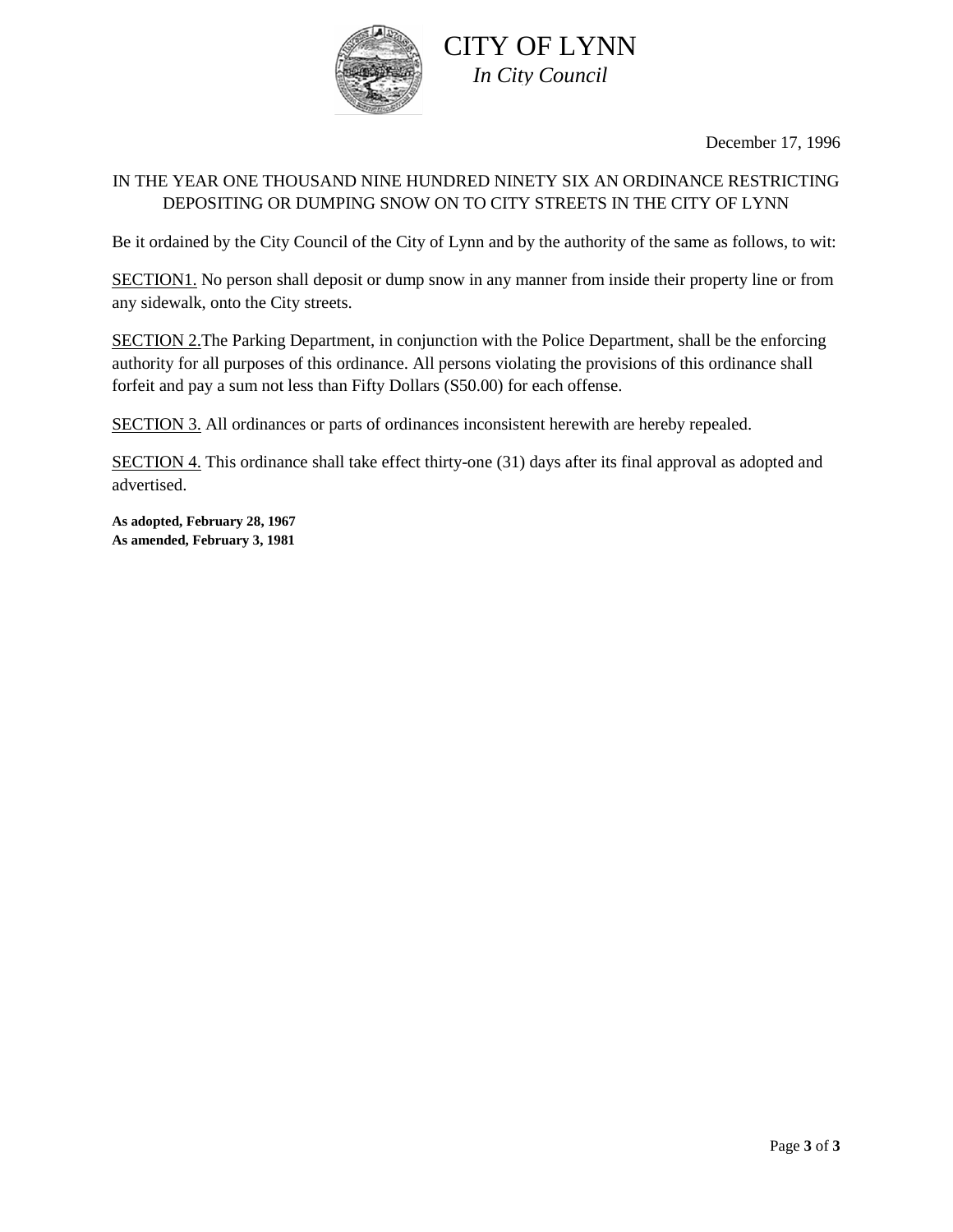# CITY OF LYNN
*In City Council*

December 17, 1996

IN THE YEAR ONE THOUSAND NINE HUNDRED NINETY SIX AN ORDINANCE RESTRICTING DEPOSITING OR DUMPING SNOW ON TO CITY STREETS IN THE CITY OF LYNN

Be it ordained by the City Council of the City of Lynn and by the authority of the same as follows, to wit:

SECTION1. No person shall deposit or dump snow in any manner from inside their property line or from any sidewalk, onto the City streets.

SECTION 2.The Parking Department, in conjunction with the Police Department, shall be the enforcing authority for all purposes of this ordinance. All persons violating the provisions of this ordinance shall forfeit and pay a sum not less than Fifty Dollars (S50.00) for each offense.

SECTION 3. All ordinances or parts of ordinances inconsistent herewith are hereby repealed.

SECTION 4. This ordinance shall take effect thirty-one (31) days after its final approval as adopted and advertised.

**As adopted, February 28, 1967**
**As amended, February 3, 1981**